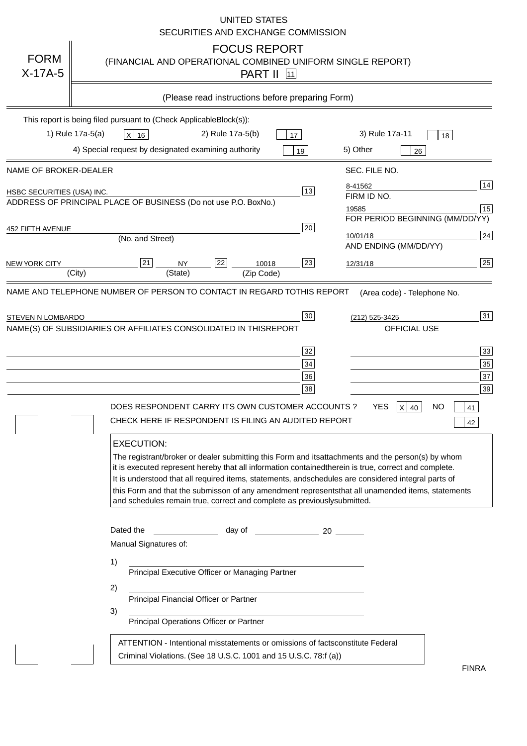UNITED STATES
SECURITIES AND EXCHANGE COMMISSION

**FORM X-17A-5**

# FOCUS REPORT

(FINANCIAL AND OPERATIONAL COMBINED UNIFORM SINGLE REPORT)

PART II [11]

(Please read instructions before preparing Form)

This report is being filed pursuant to (Check Applicable Block(s)):

1) Rule 17a-5(a) [X] 16  2) Rule 17a-5(b) [ ] 17  3) Rule 17a-11 [ ] 18

4) Special request by designated examining authority [ ] 19  5) Other [ ] 26

| NAME OF BROKER-DEALER | | SEC. FILE NO. | |
|---|---|---|---|
| HSBC SECURITIES (USA) INC. | 13 | 8-41562 | 14 |
| ADDRESS OF PRINCIPAL PLACE OF BUSINESS (Do not use P.O. Box No.) | | FIRM ID NO. | |
| | | 19585 | 15 |
| | | FOR PERIOD BEGINNING (MM/DD/YY) | |
| 452 FIFTH AVENUE (No. and Street) | 20 | 10/01/18 | 24 |
| | | AND ENDING (MM/DD/YY) | |
| NEW YORK CITY (City) [21] NY (State) [22] 10018 (Zip Code) | 23 | 12/31/18 | 25 |

| NAME AND TELEPHONE NUMBER OF PERSON TO CONTACT IN REGARD TO THIS REPORT | | (Area code) - Telephone No. | |
|---|---|---|---|
| STEVEN N LOMBARDO | 30 | (212) 525-3425 | 31 |
| NAME(S) OF SUBSIDIARIES OR AFFILIATES CONSOLIDATED IN THIS REPORT | | OFFICIAL USE | |
| | 32 | | 33 |
| | 34 | | 35 |
| | 36 | | 37 |
| | 38 | | 39 |

DOES RESPONDENT CARRY ITS OWN CUSTOMER ACCOUNTS ? YES [X] 40 NO [ ] 41

CHECK HERE IF RESPONDENT IS FILING AN AUDITED REPORT [ ] 42

**EXECUTION:**

The registrant/broker or dealer submitting this Form and its attachments and the person(s) by whom it is executed represent hereby that all information contained therein is true, correct and complete. It is understood that all required items, statements, and schedules are considered integral parts of this Form and that the submisson of any amendment represents that all unamended items, statements and schedules remain true, correct and complete as previously submitted.

Dated the ______________ day of ______________ 20 ______

Manual Signatures of:

1) ________________________________________
Principal Executive Officer or Managing Partner

2) ________________________________________
Principal Financial Officer or Partner

3) ________________________________________
Principal Operations Officer or Partner

ATTENTION - Intentional misstatements or omissions of facts constitute Federal Criminal Violations. (See 18 U.S.C. 1001 and 15 U.S.C. 78:f (a))

FINRA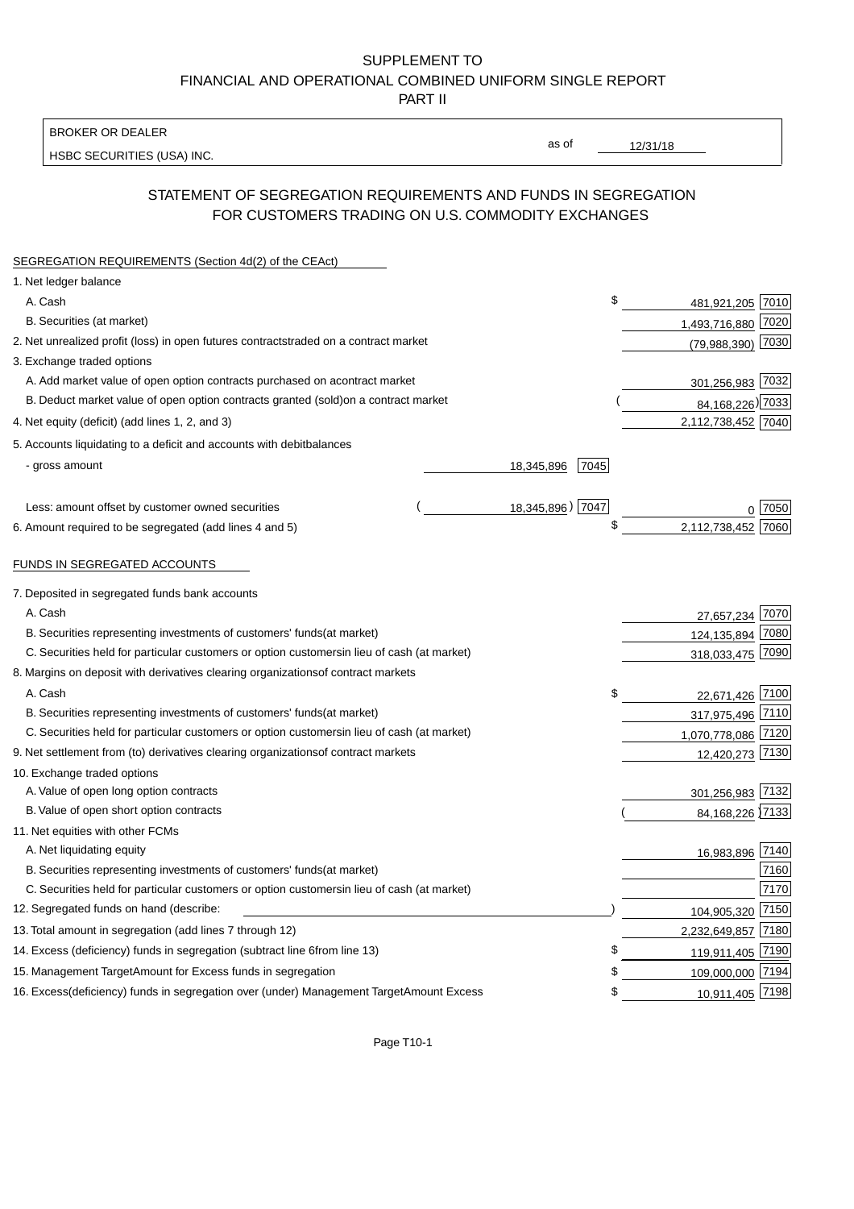SUPPLEMENT TO
FINANCIAL AND OPERATIONAL COMBINED UNIFORM SINGLE REPORT
PART II

BROKER OR DEALER
HSBC SECURITIES (USA) INC.

as of 12/31/18

## STATEMENT OF SEGREGATION REQUIREMENTS AND FUNDS IN SEGREGATION FOR CUSTOMERS TRADING ON U.S. COMMODITY EXCHANGES

SEGREGATION REQUIREMENTS (Section 4d(2) of the CEAct)

| Item | | | Amount | Code |
|---|---|---|---|---|
| 1. Net ledger balance | | | | |
| A. Cash | | | $ 481,921,205 | 7010 |
| B. Securities (at market) | | | 1,493,716,880 | 7020 |
| 2. Net unrealized profit (loss) in open futures contracts traded on a contract market | | | (79,988,390) | 7030 |
| 3. Exchange traded options | | | | |
| A. Add market value of open option contracts purchased on a contract market | | | 301,256,983 | 7032 |
| B. Deduct market value of open option contracts granted (sold) on a contract market | | | (84,168,226) | 7033 |
| 4. Net equity (deficit) (add lines 1, 2, and 3) | | | 2,112,738,452 | 7040 |
| 5. Accounts liquidating to a deficit and accounts with debit balances | | | | |
| - gross amount | 18,345,896 | 7045 | | |
| Less: amount offset by customer owned securities | (18,345,896) | 7047 | 0 | 7050 |
| 6. Amount required to be segregated (add lines 4 and 5) | | | $ 2,112,738,452 | 7060 |

FUNDS IN SEGREGATED ACCOUNTS

| Item | Amount | Code |
|---|---|---|
| 7. Deposited in segregated funds bank accounts | | |
| A. Cash | 27,657,234 | 7070 |
| B. Securities representing investments of customers' funds (at market) | 124,135,894 | 7080 |
| C. Securities held for particular customers or option customers in lieu of cash (at market) | 318,033,475 | 7090 |
| 8. Margins on deposit with derivatives clearing organizations of contract markets | | |
| A. Cash | $ 22,671,426 | 7100 |
| B. Securities representing investments of customers' funds (at market) | 317,975,496 | 7110 |
| C. Securities held for particular customers or option customers in lieu of cash (at market) | 1,070,778,086 | 7120 |
| 9. Net settlement from (to) derivatives clearing organizations of contract markets | 12,420,273 | 7130 |
| 10. Exchange traded options | | |
| A. Value of open long option contracts | 301,256,983 | 7132 |
| B. Value of open short option contracts | (84,168,226) | 7133 |
| 11. Net equities with other FCMs | | |
| A. Net liquidating equity | 16,983,896 | 7140 |
| B. Securities representing investments of customers' funds (at market) | | 7160 |
| C. Securities held for particular customers or option customers in lieu of cash (at market) | | 7170 |
| 12. Segregated funds on hand (describe: ) | 104,905,320 | 7150 |
| 13. Total amount in segregation (add lines 7 through 12) | 2,232,649,857 | 7180 |
| 14. Excess (deficiency) funds in segregation (subtract line 6 from line 13) | $ 119,911,405 | 7190 |
| 15. Management Target Amount for Excess funds in segregation | $ 109,000,000 | 7194 |
| 16. Excess (deficiency) funds in segregation over (under) Management Target Amount Excess | $ 10,911,405 | 7198 |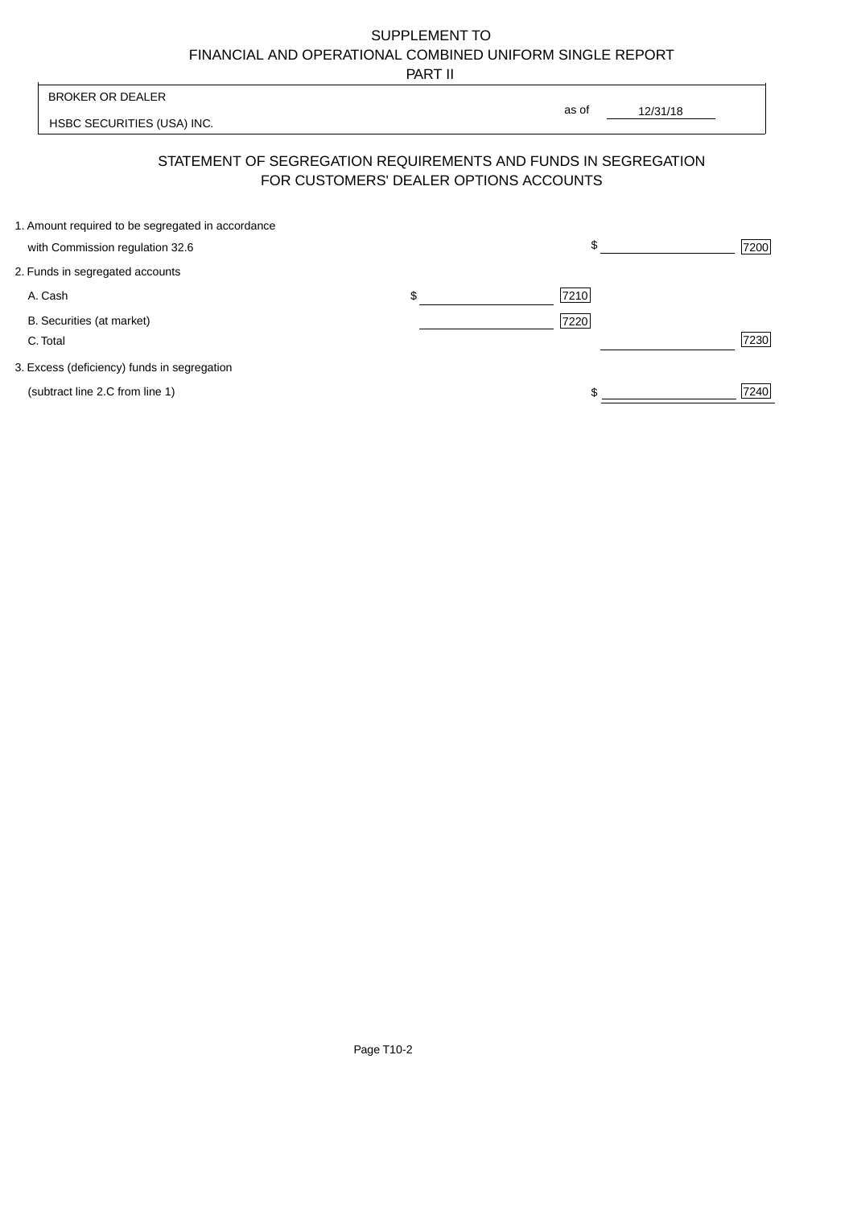SUPPLEMENT TO
FINANCIAL AND OPERATIONAL COMBINED UNIFORM SINGLE REPORT
PART II

BROKER OR DEALER
HSBC SECURITIES (USA) INC.

as of 12/31/18

## STATEMENT OF SEGREGATION REQUIREMENTS AND FUNDS IN SEGREGATION FOR CUSTOMERS' DEALER OPTIONS ACCOUNTS

| | | | | |
|---|---|---|---|---|
| 1. Amount required to be segregated in accordance with Commission regulation 32.6 | | | $ | 7200 |
| 2. Funds in segregated accounts | | | | |
| A. Cash | $ | 7210 | | |
| B. Securities (at market) | | 7220 | | |
| C. Total | | | | 7230 |
| 3. Excess (deficiency) funds in segregation (subtract line 2.C from line 1) | | | $ | 7240 |

Page T10-2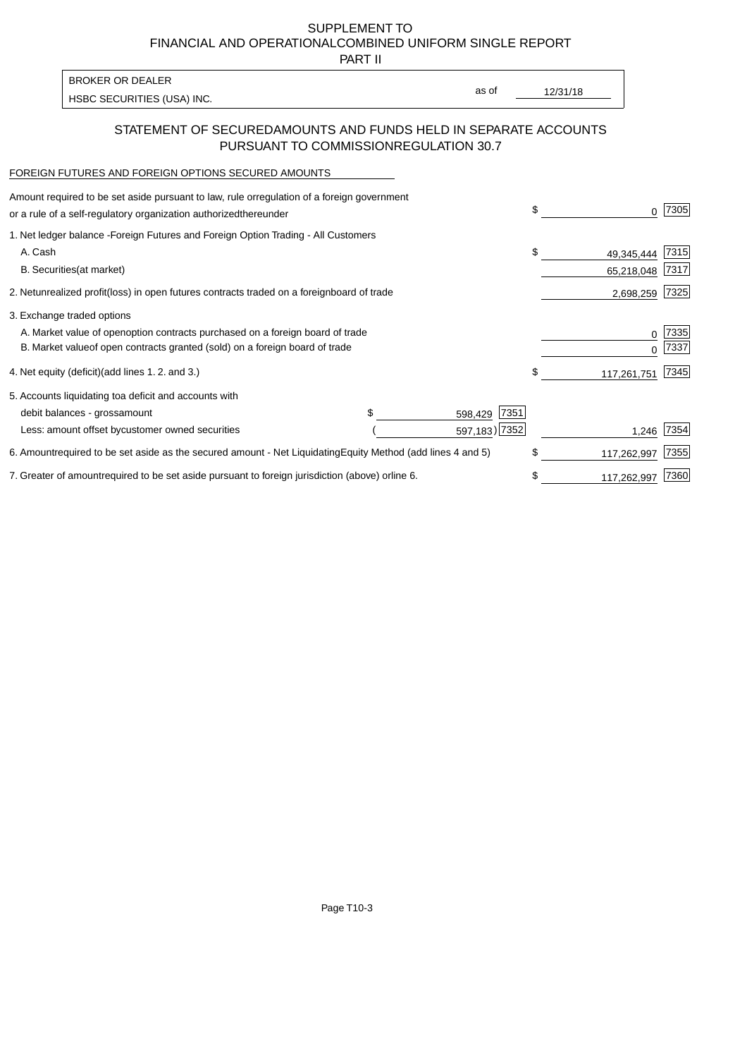SUPPLEMENT TO
FINANCIAL AND OPERATIONAL COMBINED UNIFORM SINGLE REPORT
PART II

| BROKER OR DEALER | | |
|---|---|---|
| HSBC SECURITIES (USA) INC. | as of | 12/31/18 |

## STATEMENT OF SECURED AMOUNTS AND FUNDS HELD IN SEPARATE ACCOUNTS PURSUANT TO COMMISSION REGULATION 30.7

FOREIGN FUTURES AND FOREIGN OPTIONS SECURED AMOUNTS

| | | | | |
|---|---|---|---|---|
| Amount required to be set aside pursuant to law, rule or regulation of a foreign government or a rule of a self-regulatory organization authorized thereunder | | | $ 0 | 7305 |
| 1. Net ledger balance - Foreign Futures and Foreign Option Trading - All Customers | | | | |
| A. Cash | | | $ 49,345,444 | 7315 |
| B. Securities (at market) | | | 65,218,048 | 7317 |
| 2. Net unrealized profit (loss) in open futures contracts traded on a foreign board of trade | | | 2,698,259 | 7325 |
| 3. Exchange traded options | | | | |
| A. Market value of open option contracts purchased on a foreign board of trade | | | 0 | 7335 |
| B. Market value of open contracts granted (sold) on a foreign board of trade | | | 0 | 7337 |
| 4. Net equity (deficit) (add lines 1. 2. and 3.) | | | $ 117,261,751 | 7345 |
| 5. Accounts liquidating to a deficit and accounts with | | | | |
| debit balances - gross amount | $ 598,429 | 7351 | | |
| Less: amount offset by customer owned securities | ( 597,183) | 7352 | 1,246 | 7354 |
| 6. Amount required to be set aside as the secured amount - Net Liquidating Equity Method (add lines 4 and 5) | | | $ 117,262,997 | 7355 |
| 7. Greater of amount required to be set aside pursuant to foreign jurisdiction (above) or line 6. | | | $ 117,262,997 | 7360 |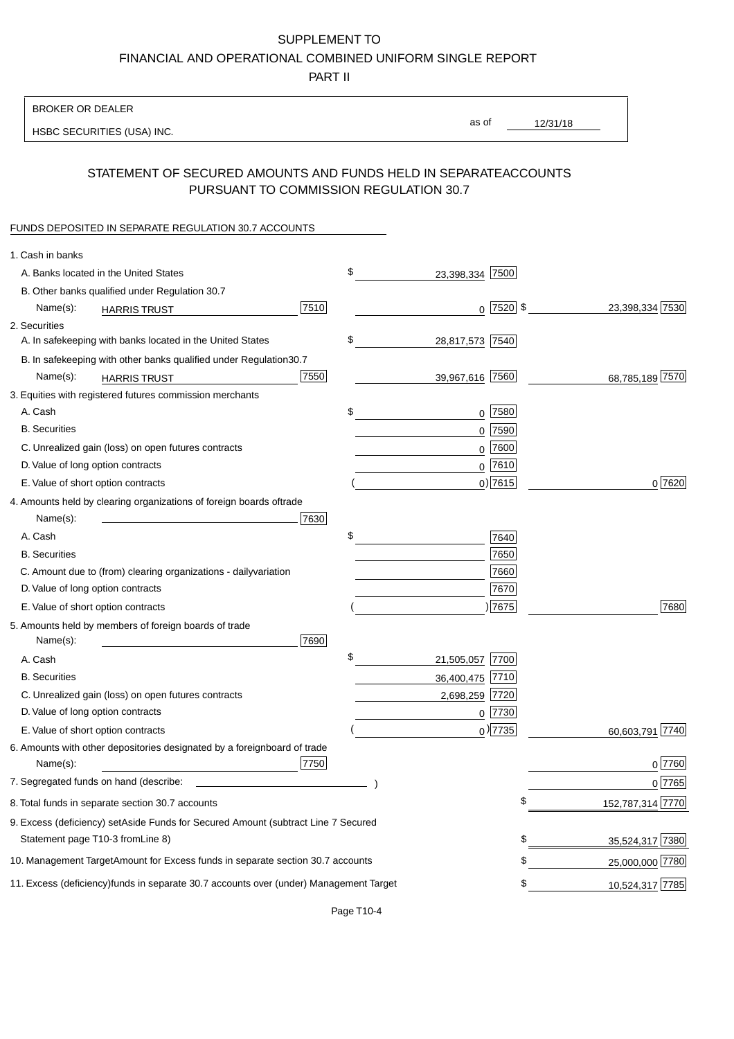SUPPLEMENT TO
FINANCIAL AND OPERATIONAL COMBINED UNIFORM SINGLE REPORT
PART II

BROKER OR DEALER
HSBC SECURITIES (USA) INC.
as of 12/31/18

## STATEMENT OF SECURED AMOUNTS AND FUNDS HELD IN SEPARATE ACCOUNTS PURSUANT TO COMMISSION REGULATION 30.7

FUNDS DEPOSITED IN SEPARATE REGULATION 30.7 ACCOUNTS

| | | | |
|---|---|---|---|
| 1. Cash in banks | | | |
| A. Banks located in the United States | | $ 23,398,334 7500 | |
| B. Other banks qualified under Regulation 30.7 | | | |
| Name(s): HARRIS TRUST | 7510 | 0 7520 | $ 23,398,334 7530 |
| 2. Securities | | | |
| A. In safekeeping with banks located in the United States | | $ 28,817,573 7540 | |
| B. In safekeeping with other banks qualified under Regulation 30.7 | | | |
| Name(s): HARRIS TRUST | 7550 | 39,967,616 7560 | 68,785,189 7570 |
| 3. Equities with registered futures commission merchants | | | |
| A. Cash | | $ 0 7580 | |
| B. Securities | | 0 7590 | |
| C. Unrealized gain (loss) on open futures contracts | | 0 7600 | |
| D. Value of long option contracts | | 0 7610 | |
| E. Value of short option contracts | | ( 0) 7615 | 0 7620 |
| 4. Amounts held by clearing organizations of foreign boards of trade | | | |
| Name(s): | 7630 | | |
| A. Cash | | $ 7640 | |
| B. Securities | | 7650 | |
| C. Amount due to (from) clearing organizations - daily variation | | 7660 | |
| D. Value of long option contracts | | 7670 | |
| E. Value of short option contracts | | ( ) 7675 | 7680 |
| 5. Amounts held by members of foreign boards of trade | | | |
| Name(s): | 7690 | | |
| A. Cash | | $ 21,505,057 7700 | |
| B. Securities | | 36,400,475 7710 | |
| C. Unrealized gain (loss) on open futures contracts | | 2,698,259 7720 | |
| D. Value of long option contracts | | 0 7730 | |
| E. Value of short option contracts | | ( 0) 7735 | 60,603,791 7740 |
| 6. Amounts with other depositories designated by a foreign board of trade | | | |
| Name(s): | 7750 | | 0 7760 |
| 7. Segregated funds on hand (describe: ) | | | 0 7765 |
| 8. Total funds in separate section 30.7 accounts | | | $ 152,787,314 7770 |
| 9. Excess (deficiency) set Aside Funds for Secured Amount (subtract Line 7 Secured Statement page T10-3 from Line 8) | | | $ 35,524,317 7380 |
| 10. Management Target Amount for Excess funds in separate section 30.7 accounts | | | $ 25,000,000 7780 |
| 11. Excess (deficiency) funds in separate 30.7 accounts over (under) Management Target | | | $ 10,524,317 7785 |

Page T10-4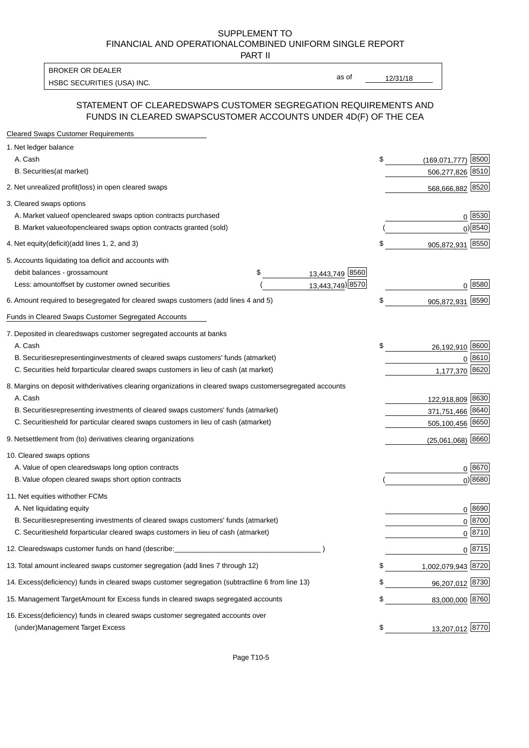SUPPLEMENT TO
FINANCIAL AND OPERATIONALCOMBINED UNIFORM SINGLE REPORT
PART II

| BROKER OR DEALER | | |
|---|---|---|
| HSBC SECURITIES (USA) INC. | as of | 12/31/18 |

## STATEMENT OF CLEAREDSWAPS CUSTOMER SEGREGATION REQUIREMENTS AND FUNDS IN CLEARED SWAPSCUSTOMER ACCOUNTS UNDER 4D(F) OF THE CEA

| | | | | |
|---|---|---|---|---|
| **Cleared Swaps Customer Requirements** | | | | |
| 1. Net ledger balance | | | | |
| A. Cash | | | $ (169,071,777) | 8500 |
| B. Securities(at market) | | | 506,277,826 | 8510 |
| 2. Net unrealized profit(loss) in open cleared swaps | | | 568,666,882 | 8520 |
| 3. Cleared swaps options | | | | |
| A. Market valueof opencleared swaps option contracts purchased | | | 0 | 8530 |
| B. Market valueofopencleared swaps option contracts granted (sold) | | | ( 0) | 8540 |
| 4. Net equity(deficit)(add lines 1, 2, and 3) | | | $ 905,872,931 | 8550 |
| 5. Accounts liquidating toa deficit and accounts with | | | | |
| debit balances - grossamount | $ 13,443,749 | 8560 | | |
| Less: amountoffset by customer owned securities | ( 13,443,749) | 8570 | 0 | 8580 |
| 6. Amount required to besegregated for cleared swaps customers (add lines 4 and 5) | | | $ 905,872,931 | 8590 |
| **Funds in Cleared Swaps Customer Segregated Accounts** | | | | |
| 7. Deposited in clearedswaps customer segregated accounts at banks | | | | |
| A. Cash | | | $ 26,192,910 | 8600 |
| B. Securitiesrepresentinginvestments of cleared swaps customers' funds (atmarket) | | | 0 | 8610 |
| C. Securities held forparticular cleared swaps customers in lieu of cash (at market) | | | 1,177,370 | 8620 |
| 8. Margins on deposit withderivatives clearing organizations in cleared swaps customersegregated accounts | | | | |
| A. Cash | | | 122,918,809 | 8630 |
| B. Securitiesrepresenting investments of cleared swaps customers' funds (atmarket) | | | 371,751,466 | 8640 |
| C. Securitiesheld for particular cleared swaps customers in lieu of cash (atmarket) | | | 505,100,456 | 8650 |
| 9. Netsettlement from (to) derivatives clearing organizations | | | (25,061,068) | 8660 |
| 10. Cleared swaps options | | | | |
| A. Value of open clearedswaps long option contracts | | | 0 | 8670 |
| B. Value ofopen cleared swaps short option contracts | | | ( 0) | 8680 |
| 11. Net equities withother FCMs | | | | |
| A. Net liquidating equity | | | 0 | 8690 |
| B. Securitiesrepresenting investments of cleared swaps customers' funds (atmarket) | | | 0 | 8700 |
| C. Securitiesheld forparticular cleared swaps customers in lieu of cash (atmarket) | | | 0 | 8710 |
| 12. Clearedswaps customer funds on hand (describe:___________________________________ ) | | | 0 | 8715 |
| 13. Total amount incleared swaps customer segregation (add lines 7 through 12) | | | $ 1,002,079,943 | 8720 |
| 14. Excess(deficiency) funds in cleared swaps customer segregation (subtractline 6 from line 13) | | | $ 96,207,012 | 8730 |
| 15. Management TargetAmount for Excess funds in cleared swaps segregated accounts | | | $ 83,000,000 | 8760 |
| 16. Excess(deficiency) funds in cleared swaps customer segregated accounts over (under)Management Target Excess | | | $ 13,207,012 | 8770 |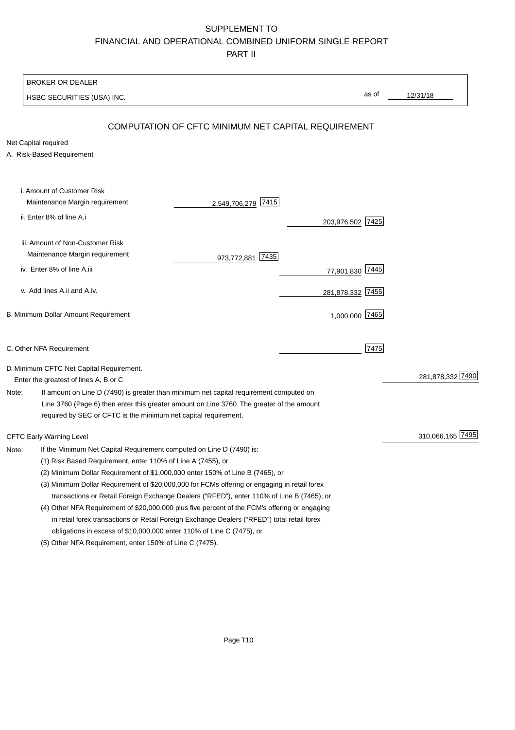# SUPPLEMENT TO
# FINANCIAL AND OPERATIONAL COMBINED UNIFORM SINGLE REPORT
# PART II

BROKER OR DEALER

HSBC SECURITIES (USA) INC. as of 12/31/18

## COMPUTATION OF CFTC MINIMUM NET CAPITAL REQUIREMENT

Net Capital required

A. Risk-Based Requirement

| | | | |
|---|---|---|---|
| i. Amount of Customer Risk Maintenance Margin requirement | 2,549,706,279 [7415] | | |
| ii. Enter 8% of line A.i | | 203,976,502 [7425] | |
| iii. Amount of Non-Customer Risk Maintenance Margin requirement | 973,772,881 [7435] | | |
| iv. Enter 8% of line A.iii | | 77,901,830 [7445] | |
| v. Add lines A.ii and A.iv. | | 281,878,332 [7455] | |
| B. Minimum Dollar Amount Requirement | | 1,000,000 [7465] | |
| C. Other NFA Requirement | | [7475] | |
| D. Minimum CFTC Net Capital Requirement. Enter the greatest of lines A, B or C | | | 281,878,332 [7490] |

Note: If amount on Line D (7490) is greater than minimum net capital requirement computed on Line 3760 (Page 6) then enter this greater amount on Line 3760. The greater of the amount required by SEC or CFTC is the minimum net capital requirement.

CFTC Early Warning Level 310,066,165 [7495]

Note: If the Minimum Net Capital Requirement computed on Line D (7490) is:

(1) Risk Based Requirement, enter 110% of Line A (7455), or

(2) Minimum Dollar Requirement of $1,000,000 enter 150% of Line B (7465), or

(3) Minimum Dollar Requirement of $20,000,000 for FCMs offering or engaging in retail forex transactions or Retail Foreign Exchange Dealers ("RFED"), enter 110% of Line B (7465), or

(4) Other NFA Requirement of $20,000,000 plus five percent of the FCM's offering or engaging in retail forex transactions or Retail Foreign Exchange Dealers ("RFED") total retail forex obligations in excess of $10,000,000 enter 110% of Line C (7475), or

(5) Other NFA Requirement, enter 150% of Line C (7475).